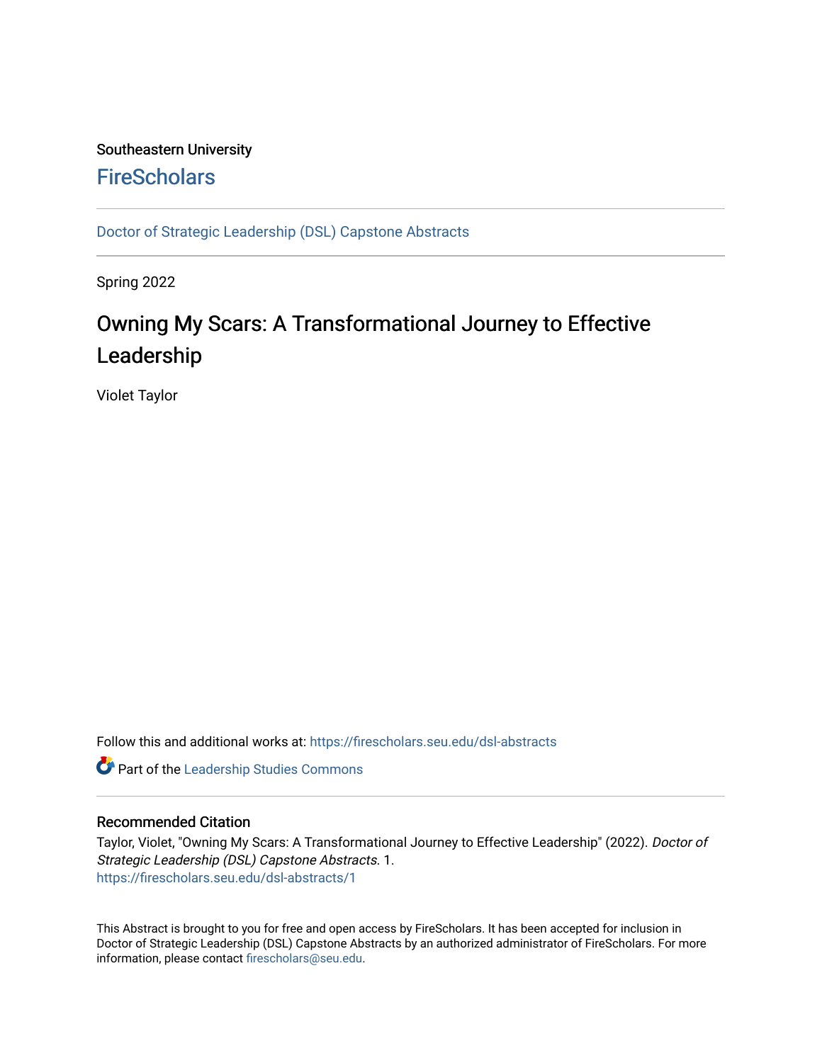Southeastern University

## FireScholars

Doctor of Strategic Leadership (DSL) Capstone Abstracts

Spring 2022

# Owning My Scars: A Transformational Journey to Effective Leadership

Violet Taylor

Follow this and additional works at: https://firescholars.seu.edu/dsl-abstracts

Part of the Leadership Studies Commons

### Recommended Citation

Taylor, Violet, "Owning My Scars: A Transformational Journey to Effective Leadership" (2022). *Doctor of Strategic Leadership (DSL) Capstone Abstracts*. 1.
https://firescholars.seu.edu/dsl-abstracts/1

This Abstract is brought to you for free and open access by FireScholars. It has been accepted for inclusion in Doctor of Strategic Leadership (DSL) Capstone Abstracts by an authorized administrator of FireScholars. For more information, please contact firescholars@seu.edu.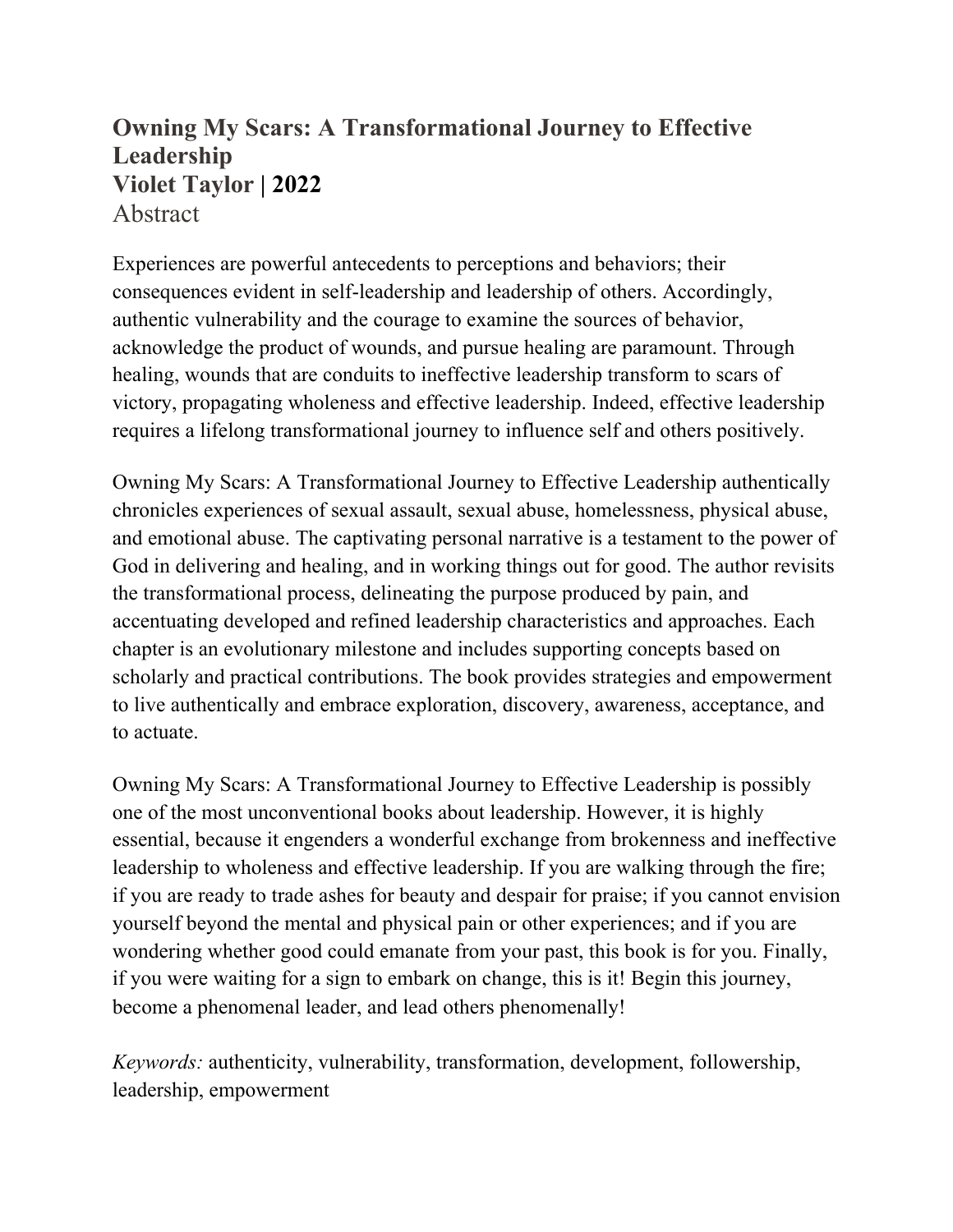## Owning My Scars: A Transformational Journey to Effective Leadership

**Violet Taylor | 2022**

### Abstract

Experiences are powerful antecedents to perceptions and behaviors; their consequences evident in self-leadership and leadership of others. Accordingly, authentic vulnerability and the courage to examine the sources of behavior, acknowledge the product of wounds, and pursue healing are paramount. Through healing, wounds that are conduits to ineffective leadership transform to scars of victory, propagating wholeness and effective leadership. Indeed, effective leadership requires a lifelong transformational journey to influence self and others positively.

Owning My Scars: A Transformational Journey to Effective Leadership authentically chronicles experiences of sexual assault, sexual abuse, homelessness, physical abuse, and emotional abuse. The captivating personal narrative is a testament to the power of God in delivering and healing, and in working things out for good. The author revisits the transformational process, delineating the purpose produced by pain, and accentuating developed and refined leadership characteristics and approaches. Each chapter is an evolutionary milestone and includes supporting concepts based on scholarly and practical contributions. The book provides strategies and empowerment to live authentically and embrace exploration, discovery, awareness, acceptance, and to actuate.

Owning My Scars: A Transformational Journey to Effective Leadership is possibly one of the most unconventional books about leadership. However, it is highly essential, because it engenders a wonderful exchange from brokenness and ineffective leadership to wholeness and effective leadership. If you are walking through the fire; if you are ready to trade ashes for beauty and despair for praise; if you cannot envision yourself beyond the mental and physical pain or other experiences; and if you are wondering whether good could emanate from your past, this book is for you. Finally, if you were waiting for a sign to embark on change, this is it! Begin this journey, become a phenomenal leader, and lead others phenomenally!

*Keywords:* authenticity, vulnerability, transformation, development, followership, leadership, empowerment